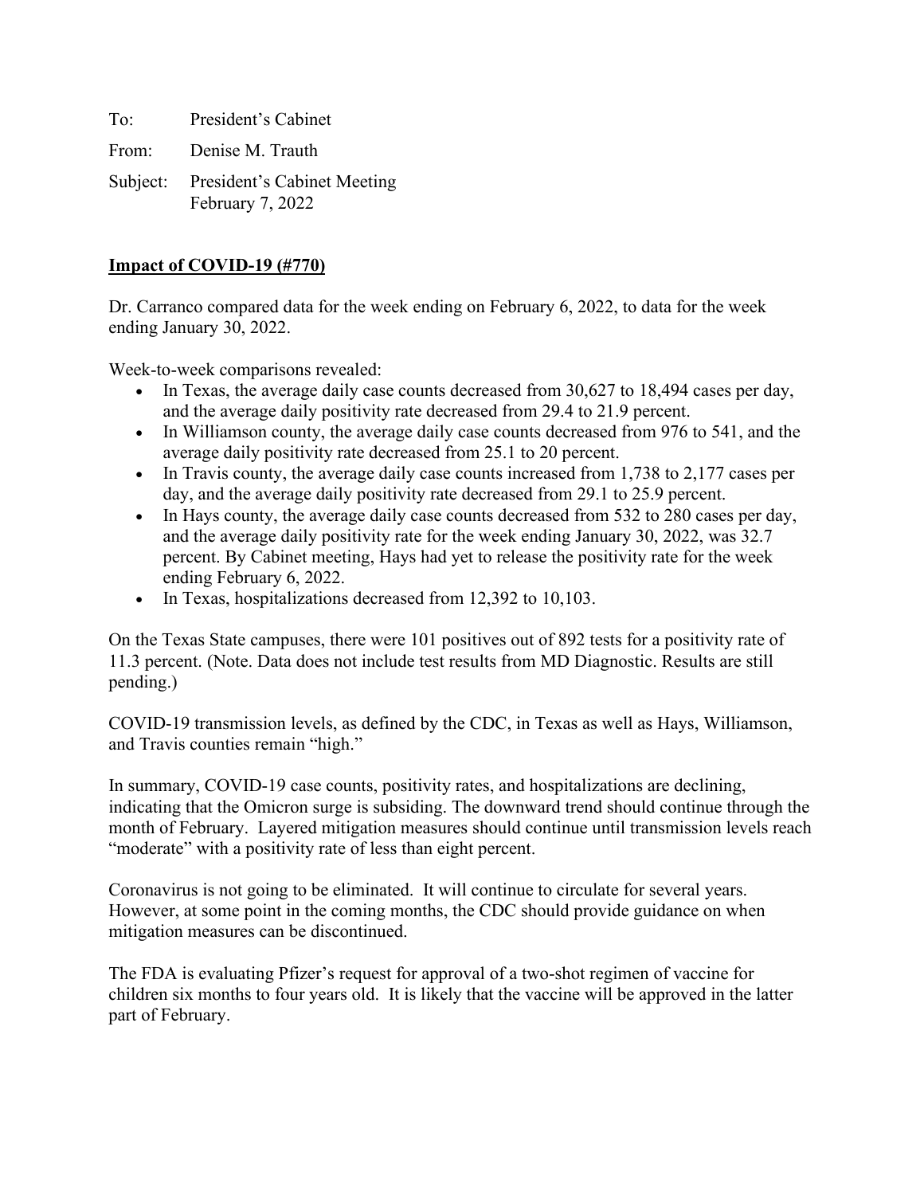To: President's Cabinet

From: Denise M. Trauth

Subject: President's Cabinet Meeting
February 7, 2022

**Impact of COVID-19 (#770)**

Dr. Carranco compared data for the week ending on February 6, 2022, to data for the week ending January 30, 2022.

Week-to-week comparisons revealed:

- In Texas, the average daily case counts decreased from 30,627 to 18,494 cases per day, and the average daily positivity rate decreased from 29.4 to 21.9 percent.
- In Williamson county, the average daily case counts decreased from 976 to 541, and the average daily positivity rate decreased from 25.1 to 20 percent.
- In Travis county, the average daily case counts increased from 1,738 to 2,177 cases per day, and the average daily positivity rate decreased from 29.1 to 25.9 percent.
- In Hays county, the average daily case counts decreased from 532 to 280 cases per day, and the average daily positivity rate for the week ending January 30, 2022, was 32.7 percent. By Cabinet meeting, Hays had yet to release the positivity rate for the week ending February 6, 2022.
- In Texas, hospitalizations decreased from 12,392 to 10,103.

On the Texas State campuses, there were 101 positives out of 892 tests for a positivity rate of 11.3 percent. (Note. Data does not include test results from MD Diagnostic. Results are still pending.)

COVID-19 transmission levels, as defined by the CDC, in Texas as well as Hays, Williamson, and Travis counties remain "high."

In summary, COVID-19 case counts, positivity rates, and hospitalizations are declining, indicating that the Omicron surge is subsiding. The downward trend should continue through the month of February. Layered mitigation measures should continue until transmission levels reach "moderate" with a positivity rate of less than eight percent.

Coronavirus is not going to be eliminated. It will continue to circulate for several years. However, at some point in the coming months, the CDC should provide guidance on when mitigation measures can be discontinued.

The FDA is evaluating Pfizer's request for approval of a two-shot regimen of vaccine for children six months to four years old. It is likely that the vaccine will be approved in the latter part of February.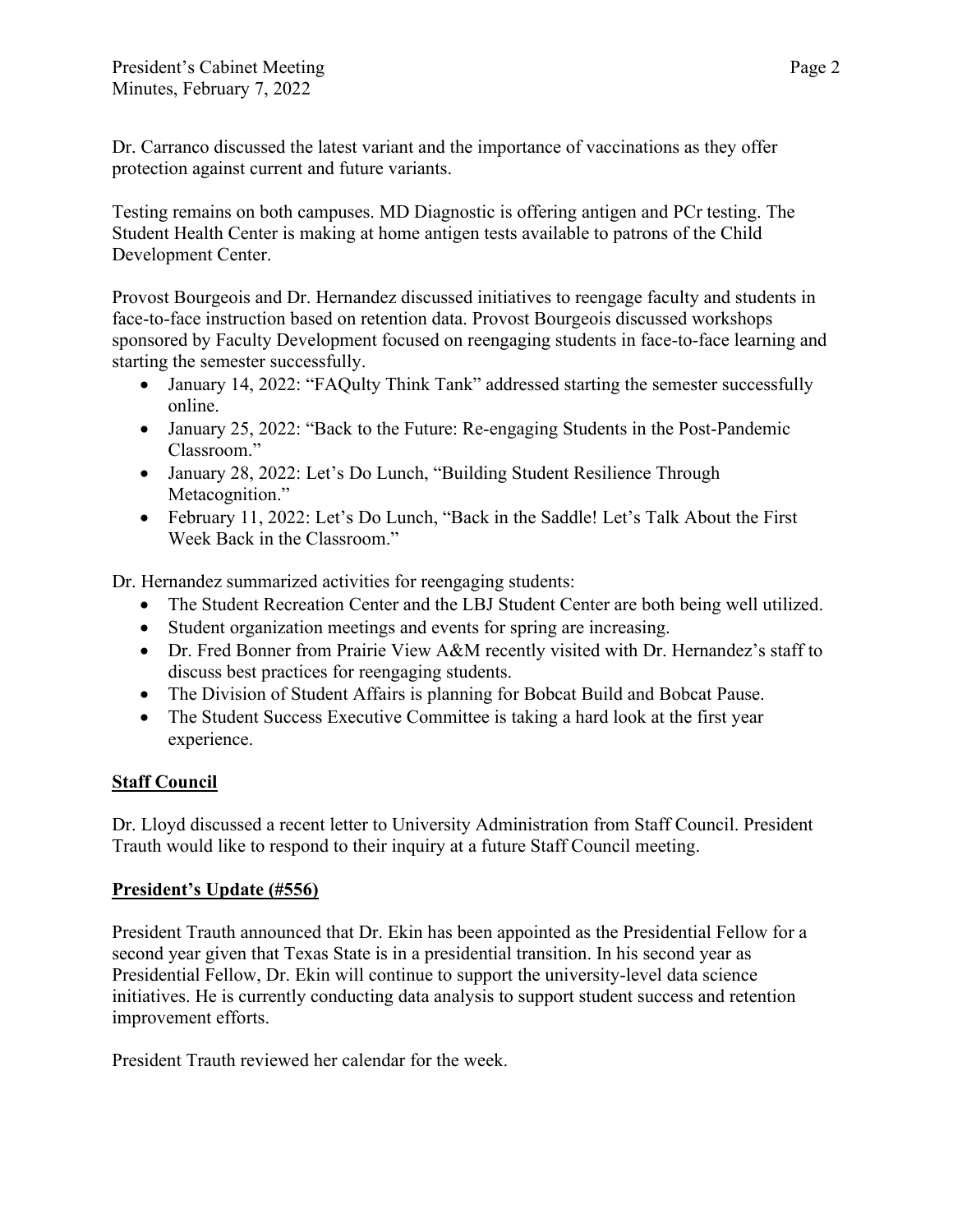Dr. Carranco discussed the latest variant and the importance of vaccinations as they offer protection against current and future variants.

Testing remains on both campuses. MD Diagnostic is offering antigen and PCr testing. The Student Health Center is making at home antigen tests available to patrons of the Child Development Center.

Provost Bourgeois and Dr. Hernandez discussed initiatives to reengage faculty and students in face-to-face instruction based on retention data. Provost Bourgeois discussed workshops sponsored by Faculty Development focused on reengaging students in face-to-face learning and starting the semester successfully.

- January 14, 2022: "FAQulty Think Tank" addressed starting the semester successfully online.
- January 25, 2022: "Back to the Future: Re-engaging Students in the Post-Pandemic Classroom."
- January 28, 2022: Let's Do Lunch, "Building Student Resilience Through Metacognition."
- February 11, 2022: Let's Do Lunch, "Back in the Saddle! Let's Talk About the First Week Back in the Classroom."

Dr. Hernandez summarized activities for reengaging students:

- The Student Recreation Center and the LBJ Student Center are both being well utilized.
- Student organization meetings and events for spring are increasing.
- Dr. Fred Bonner from Prairie View A&M recently visited with Dr. Hernandez's staff to discuss best practices for reengaging students.
- The Division of Student Affairs is planning for Bobcat Build and Bobcat Pause.
- The Student Success Executive Committee is taking a hard look at the first year experience.

**<u>Staff Council</u>**

Dr. Lloyd discussed a recent letter to University Administration from Staff Council. President Trauth would like to respond to their inquiry at a future Staff Council meeting.

**<u>President's Update (#556)</u>**

President Trauth announced that Dr. Ekin has been appointed as the Presidential Fellow for a second year given that Texas State is in a presidential transition. In his second year as Presidential Fellow, Dr. Ekin will continue to support the university-level data science initiatives. He is currently conducting data analysis to support student success and retention improvement efforts.

President Trauth reviewed her calendar for the week.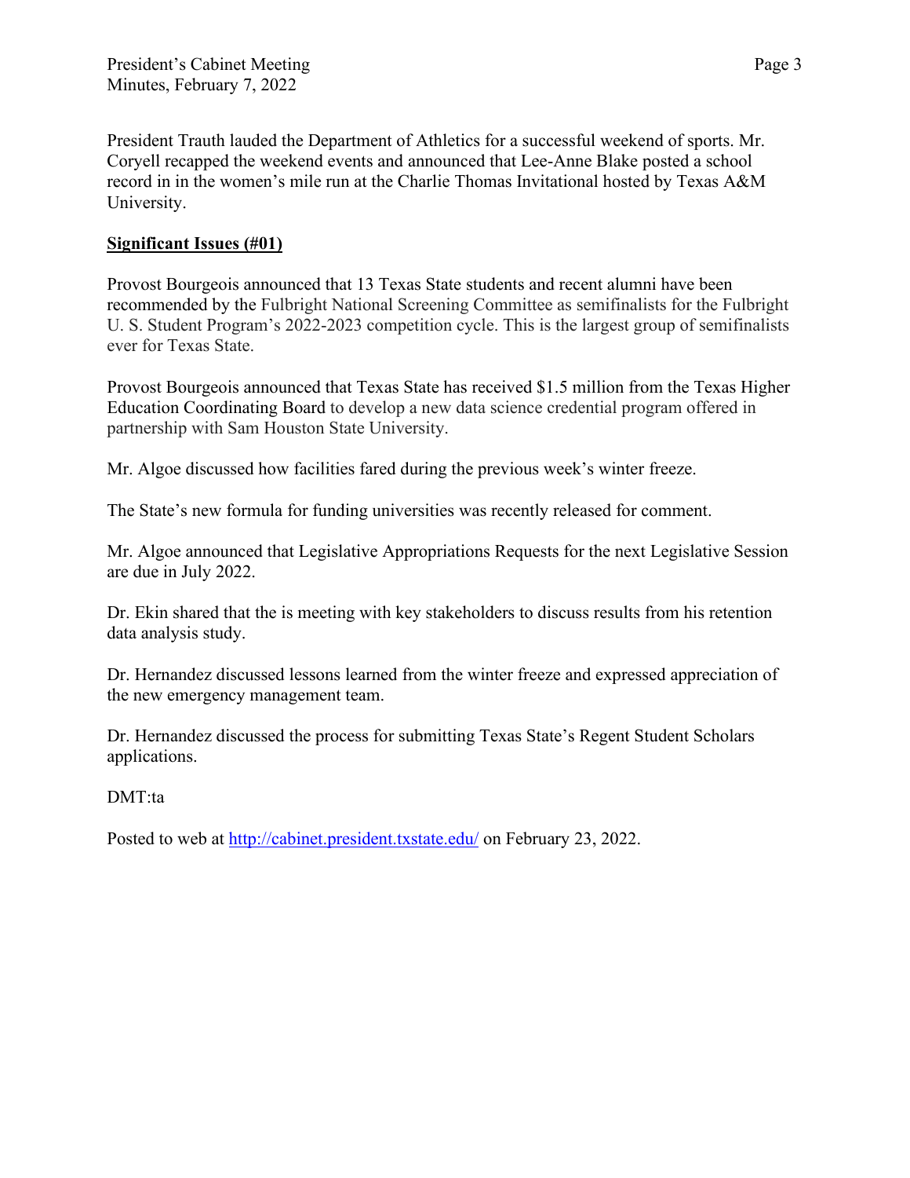President Trauth lauded the Department of Athletics for a successful weekend of sports. Mr. Coryell recapped the weekend events and announced that Lee-Anne Blake posted a school record in in the women's mile run at the Charlie Thomas Invitational hosted by Texas A&M University.

**Significant Issues (#01)**

Provost Bourgeois announced that 13 Texas State students and recent alumni have been recommended by the Fulbright National Screening Committee as semifinalists for the Fulbright U. S. Student Program's 2022-2023 competition cycle. This is the largest group of semifinalists ever for Texas State.

Provost Bourgeois announced that Texas State has received $1.5 million from the Texas Higher Education Coordinating Board to develop a new data science credential program offered in partnership with Sam Houston State University.

Mr. Algoe discussed how facilities fared during the previous week's winter freeze.

The State's new formula for funding universities was recently released for comment.

Mr. Algoe announced that Legislative Appropriations Requests for the next Legislative Session are due in July 2022.

Dr. Ekin shared that the is meeting with key stakeholders to discuss results from his retention data analysis study.

Dr. Hernandez discussed lessons learned from the winter freeze and expressed appreciation of the new emergency management team.

Dr. Hernandez discussed the process for submitting Texas State's Regent Student Scholars applications.

DMT:ta

Posted to web at http://cabinet.president.txstate.edu/ on February 23, 2022.